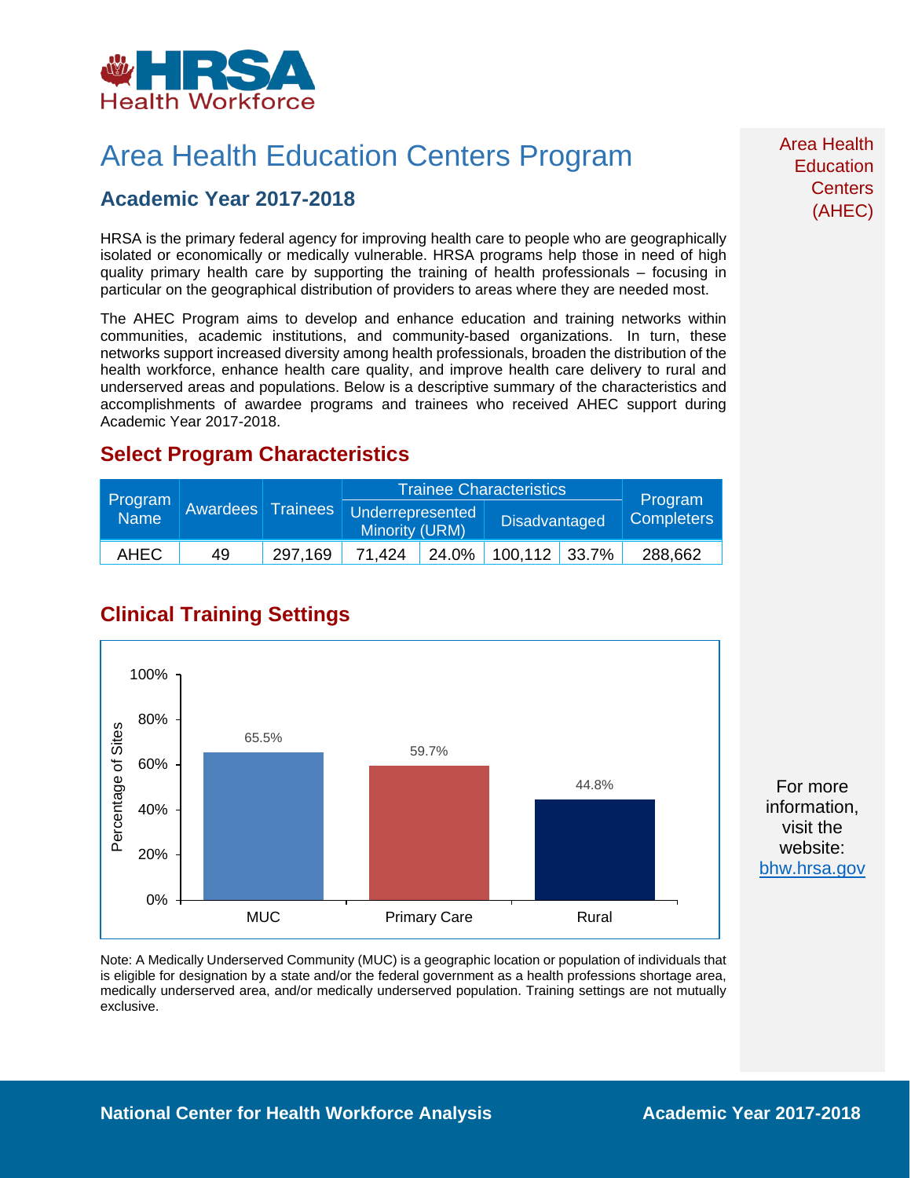# Area Health Education Centers Program

## Academic Year 2017-2018

HRSA is the primary federal agency for improving health care to people who are geographically isolated or economically or medically vulnerable. HRSA programs help those in need of high quality primary health care by supporting the training of health professionals – focusing in particular on the geographical distribution of providers to areas where they are needed most.

The AHEC Program aims to develop and enhance education and training networks within communities, academic institutions, and community-based organizations. In turn, these networks support increased diversity among health professionals, broaden the distribution of the health workforce, enhance health care quality, and improve health care delivery to rural and underserved areas and populations. Below is a descriptive summary of the characteristics and accomplishments of awardee programs and trainees who received AHEC support during Academic Year 2017-2018.

## Select Program Characteristics

| Program Name | Awardees | Trainees | Trainee Characteristics | | | | Program Completers |
|---|---|---|---|---|---|---|---|
| | | | Underrepresented Minority (URM) | | Disadvantaged | | |
| AHEC | 49 | 297,169 | 71,424 | 24.0% | 100,112 | 33.7% | 288,662 |

## Clinical Training Settings

| Setting | Percentage of Sites |
|---|---|
| MUC | 65.5% |
| Primary Care | 59.7% |
| Rural | 44.8% |

Note: A Medically Underserved Community (MUC) is a geographic location or population of individuals that is eligible for designation by a state and/or the federal government as a health professions shortage area, medically underserved area, and/or medically underserved population. Training settings are not mutually exclusive.

Area Health Education Centers (AHEC)

For more information, visit the website: bhw.hrsa.gov

National Center for Health Workforce Analysis

Academic Year 2017-2018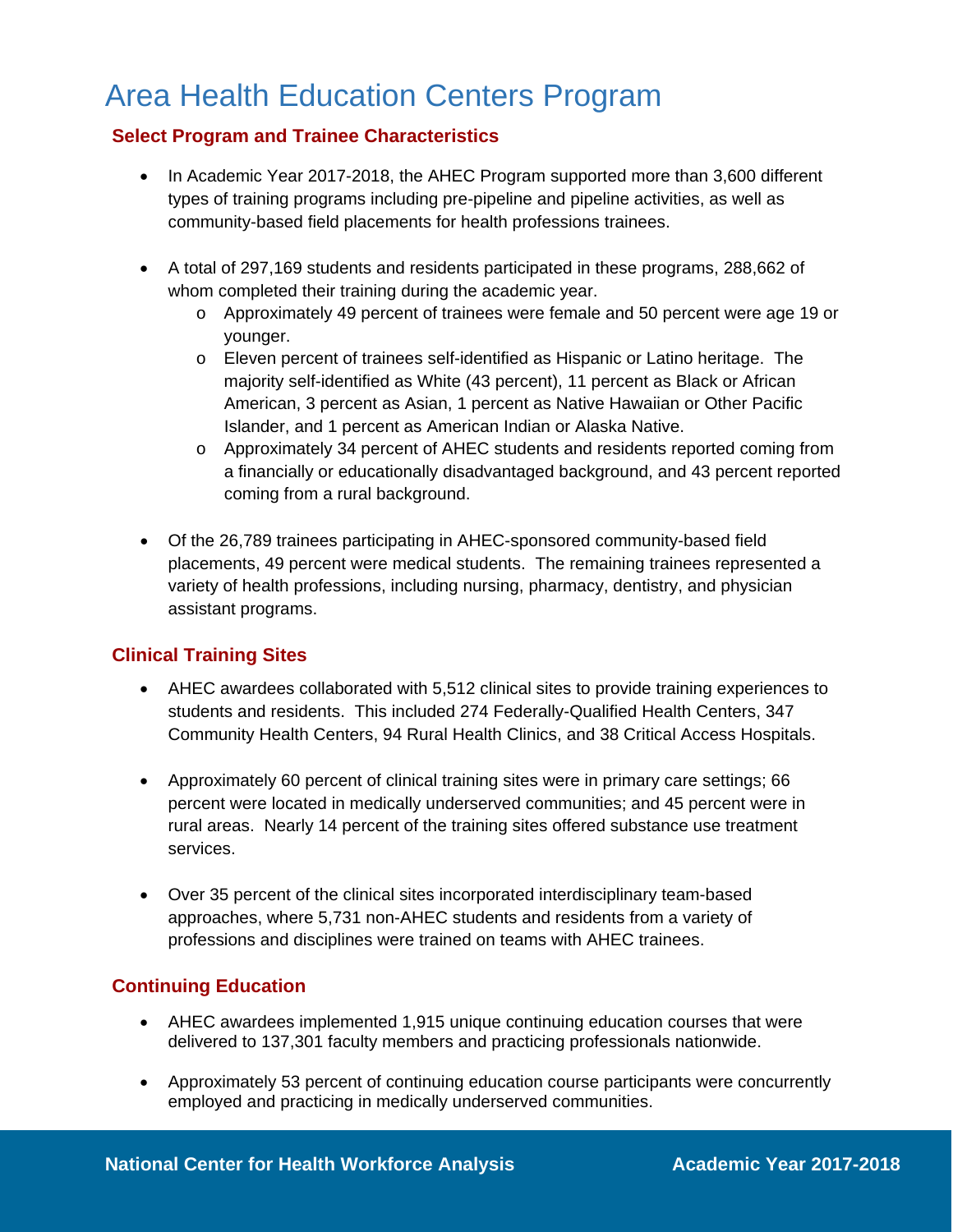# Area Health Education Centers Program

## Select Program and Trainee Characteristics

- In Academic Year 2017-2018, the AHEC Program supported more than 3,600 different types of training programs including pre-pipeline and pipeline activities, as well as community-based field placements for health professions trainees.
- A total of 297,169 students and residents participated in these programs, 288,662 of whom completed their training during the academic year.
  - Approximately 49 percent of trainees were female and 50 percent were age 19 or younger.
  - Eleven percent of trainees self-identified as Hispanic or Latino heritage. The majority self-identified as White (43 percent), 11 percent as Black or African American, 3 percent as Asian, 1 percent as Native Hawaiian or Other Pacific Islander, and 1 percent as American Indian or Alaska Native.
  - Approximately 34 percent of AHEC students and residents reported coming from a financially or educationally disadvantaged background, and 43 percent reported coming from a rural background.
- Of the 26,789 trainees participating in AHEC-sponsored community-based field placements, 49 percent were medical students. The remaining trainees represented a variety of health professions, including nursing, pharmacy, dentistry, and physician assistant programs.

## Clinical Training Sites

- AHEC awardees collaborated with 5,512 clinical sites to provide training experiences to students and residents. This included 274 Federally-Qualified Health Centers, 347 Community Health Centers, 94 Rural Health Clinics, and 38 Critical Access Hospitals.
- Approximately 60 percent of clinical training sites were in primary care settings; 66 percent were located in medically underserved communities; and 45 percent were in rural areas. Nearly 14 percent of the training sites offered substance use treatment services.
- Over 35 percent of the clinical sites incorporated interdisciplinary team-based approaches, where 5,731 non-AHEC students and residents from a variety of professions and disciplines were trained on teams with AHEC trainees.

## Continuing Education

- AHEC awardees implemented 1,915 unique continuing education courses that were delivered to 137,301 faculty members and practicing professionals nationwide.
- Approximately 53 percent of continuing education course participants were concurrently employed and practicing in medically underserved communities.